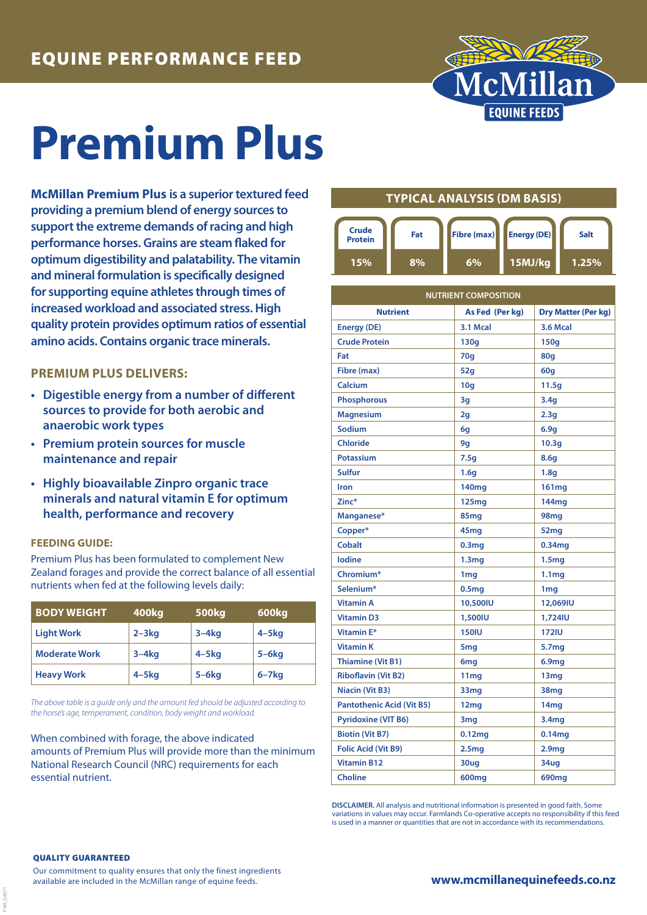EQUINE PERFORMANCE FEED

McMillan EQUINE FEEDS

# Premium Plus

**McMillan Premium Plus** is a superior textured feed providing a premium blend of energy sources to support the extreme demands of racing and high performance horses. Grains are steam flaked for optimum digestibility and palatability. The vitamin and mineral formulation is specifically designed for supporting equine athletes through times of increased workload and associated stress. High quality protein provides optimum ratios of essential amino acids. Contains organic trace minerals.

## PREMIUM PLUS DELIVERS:

- Digestible energy from a number of different sources to provide for both aerobic and anaerobic work types
- Premium protein sources for muscle maintenance and repair
- Highly bioavailable Zinpro organic trace minerals and natural vitamin E for optimum health, performance and recovery

### FEEDING GUIDE:

Premium Plus has been formulated to complement New Zealand forages and provide the correct balance of all essential nutrients when fed at the following levels daily:

| BODY WEIGHT | 400kg | 500kg | 600kg |
|---|---|---|---|
| Light Work | 2–3kg | 3–4kg | 4–5kg |
| Moderate Work | 3–4kg | 4–5kg | 5–6kg |
| Heavy Work | 4–5kg | 5–6kg | 6–7kg |

*The above table is a guide only and the amount fed should be adjusted according to the horse's age, temperament, condition, body weight and workload.*

When combined with forage, the above indicated amounts of Premium Plus will provide more than the minimum National Research Council (NRC) requirements for each essential nutrient.

## TYPICAL ANALYSIS (DM BASIS)

| Crude Protein | Fat | Fibre (max) | Energy (DE) | Salt |
|---|---|---|---|---|
| 15% | 8% | 6% | 15MJ/kg | 1.25% |

**NUTRIENT COMPOSITION**

| Nutrient | As Fed (Per kg) | Dry Matter (Per kg) |
|---|---|---|
| Energy (DE) | 3.1 Mcal | 3.6 Mcal |
| Crude Protein | 130g | 150g |
| Fat | 70g | 80g |
| Fibre (max) | 52g | 60g |
| Calcium | 10g | 11.5g |
| Phosphorous | 3g | 3.4g |
| Magnesium | 2g | 2.3g |
| Sodium | 6g | 6.9g |
| Chloride | 9g | 10.3g |
| Potassium | 7.5g | 8.6g |
| Sulfur | 1.6g | 1.8g |
| Iron | 140mg | 161mg |
| Zinc* | 125mg | 144mg |
| Manganese* | 85mg | 98mg |
| Copper* | 45mg | 52mg |
| Cobalt | 0.3mg | 0.34mg |
| Iodine | 1.3mg | 1.5mg |
| Chromium* | 1mg | 1.1mg |
| Selenium* | 0.5mg | 1mg |
| Vitamin A | 10,500IU | 12,069IU |
| Vitamin D3 | 1,500IU | 1,724IU |
| Vitamin E* | 150IU | 172IU |
| Vitamin K | 5mg | 5.7mg |
| Thiamine (Vit B1) | 6mg | 6.9mg |
| Riboflavin (Vit B2) | 11mg | 13mg |
| Niacin (Vit B3) | 33mg | 38mg |
| Pantothenic Acid (Vit B5) | 12mg | 14mg |
| Pyridoxine (VIT B6) | 3mg | 3.4mg |
| Biotin (Vit B7) | 0.12mg | 0.14mg |
| Folic Acid (Vit B9) | 2.5mg | 2.9mg |
| Vitamin B12 | 30ug | 34ug |
| Choline | 600mg | 690mg |

**DISCLAIMER.** All analysis and nutritional information is presented in good faith. Some variations in values may occur. Farmlands Co-operative accepts no responsibility if this feed is used in a manner or quantities that are not in accordance with its recommendations.

**QUALITY GUARANTEED**

Our commitment to quality ensures that only the finest ingredients available are included in the McMillan range of equine feeds.

**www.mcmillanequinefeeds.co.nz**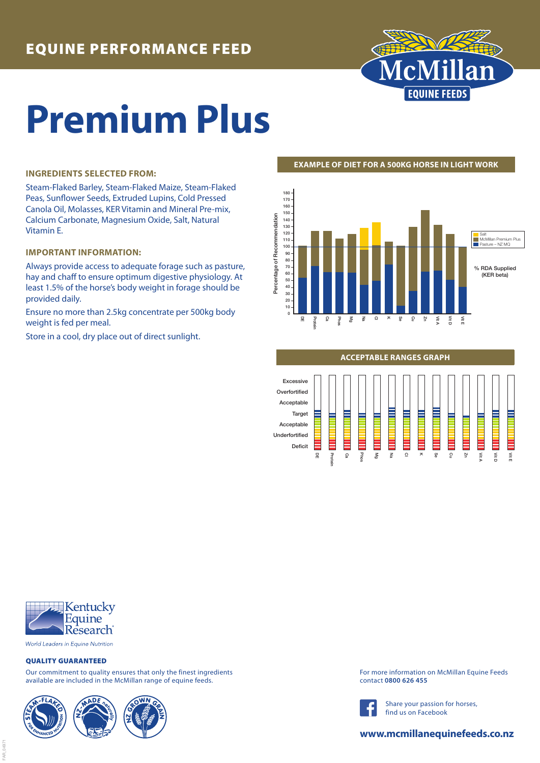EQUINE PERFORMANCE FEED

McMillan EQUINE FEEDS

# Premium Plus

### INGREDIENTS SELECTED FROM:

Steam-Flaked Barley, Steam-Flaked Maize, Steam-Flaked Peas, Sunflower Seeds, Extruded Lupins, Cold Pressed Canola Oil, Molasses, KER Vitamin and Mineral Pre-mix, Calcium Carbonate, Magnesium Oxide, Salt, Natural Vitamin E.

### IMPORTANT INFORMATION:

Always provide access to adequate forage such as pasture, hay and chaff to ensure optimum digestive physiology. At least 1.5% of the horse's body weight in forage should be provided daily.

Ensure no more than 2.5kg concentrate per 500kg body weight is fed per meal.

Store in a cool, dry place out of direct sunlight.

### EXAMPLE OF DIET FOR A 500KG HORSE IN LIGHT WORK

Percentage of Recommendation

0
10
20
30
40
50
60
70
80
90
100
110
120
130
140
150
160
170
180

DE
Protein
Ca
Phos
Mg
Na
Cl
K
Se
Cu
Zn
Vit A
Vit D
Vit E

Salt
McMillan Premium Plus
Pasture – NZ MQ

% RDA Supplied (KER beta)

### ACCEPTABLE RANGES GRAPH

Excessive
Overfortified
Acceptable
Target
Acceptable
Underfortified
Deficit

DE
Protein
Ca
Phos
Mg
Na
Cl
K
Se
Cu
Zn
Vit A
Vit D
Vit E

Kentucky Equine Research

*World Leaders in Equine Nutrition*

### QUALITY GUARANTEED

Our commitment to quality ensures that only the finest ingredients available are included in the McMillan range of equine feeds.

STEAM-FLAKED FOR ENHANCED NUTRITION

NZ-MADE naturally

NZ GROWN GRAIN

For more information on McMillan Equine Feeds contact **0800 626 455**

Share your passion for horses, find us on Facebook

**www.mcmillanequinefeeds.co.nz**

FAR_04971